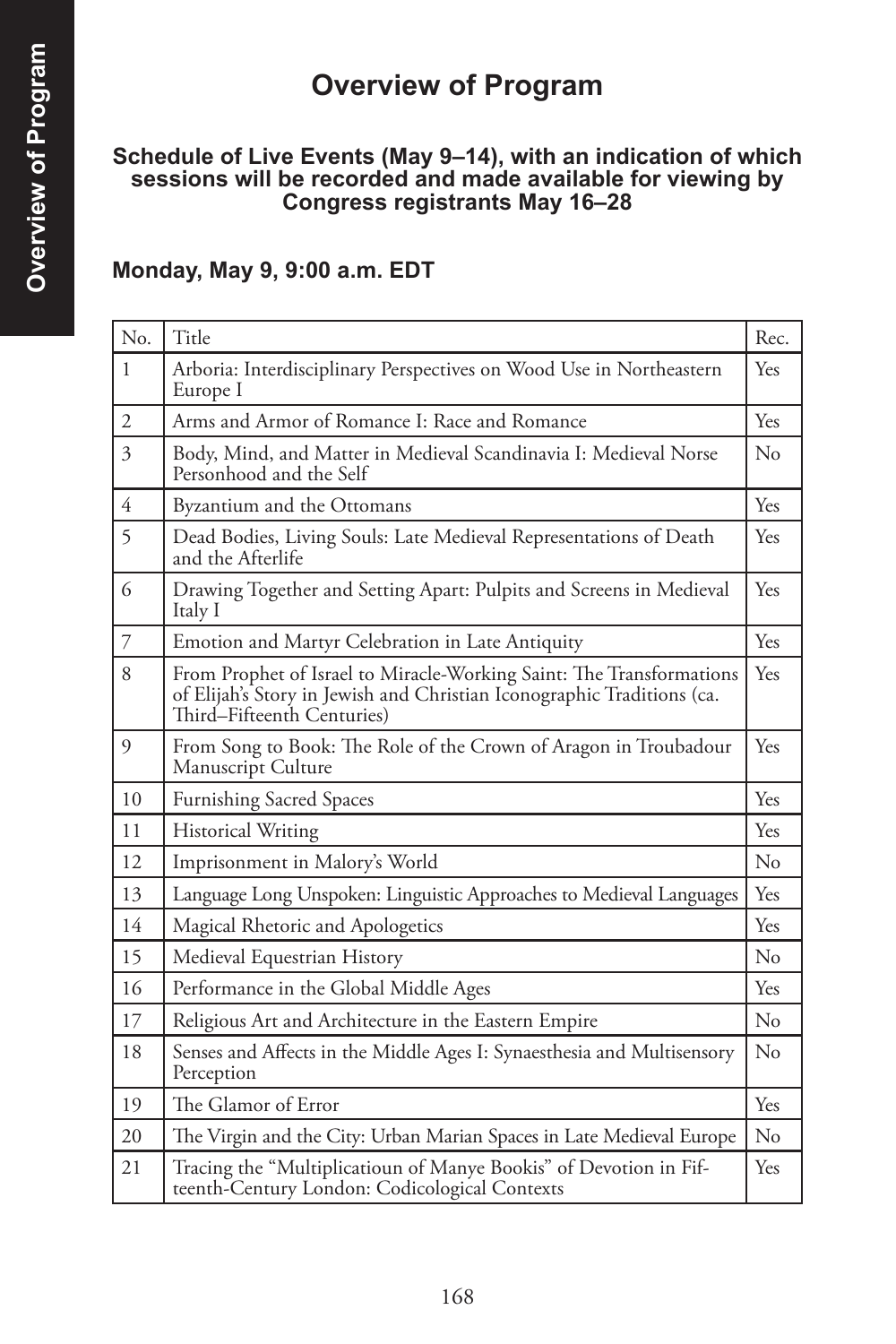# Overview of Program

**Schedule of Live Events (May 9–14), with an indication of which sessions will be recorded and made available for viewing by Congress registrants May 16–28**

### Monday, May 9, 9:00 a.m. EDT

| No. | Title | Rec. |
|---|---|---|
| 1 | Arboria: Interdisciplinary Perspectives on Wood Use in Northeastern Europe I | Yes |
| 2 | Arms and Armor of Romance I: Race and Romance | Yes |
| 3 | Body, Mind, and Matter in Medieval Scandinavia I: Medieval Norse Personhood and the Self | No |
| 4 | Byzantium and the Ottomans | Yes |
| 5 | Dead Bodies, Living Souls: Late Medieval Representations of Death and the Afterlife | Yes |
| 6 | Drawing Together and Setting Apart: Pulpits and Screens in Medieval Italy I | Yes |
| 7 | Emotion and Martyr Celebration in Late Antiquity | Yes |
| 8 | From Prophet of Israel to Miracle-Working Saint: The Transformations of Elijah's Story in Jewish and Christian Iconographic Traditions (ca. Third–Fifteenth Centuries) | Yes |
| 9 | From Song to Book: The Role of the Crown of Aragon in Troubadour Manuscript Culture | Yes |
| 10 | Furnishing Sacred Spaces | Yes |
| 11 | Historical Writing | Yes |
| 12 | Imprisonment in Malory's World | No |
| 13 | Language Long Unspoken: Linguistic Approaches to Medieval Languages | Yes |
| 14 | Magical Rhetoric and Apologetics | Yes |
| 15 | Medieval Equestrian History | No |
| 16 | Performance in the Global Middle Ages | Yes |
| 17 | Religious Art and Architecture in the Eastern Empire | No |
| 18 | Senses and Affects in the Middle Ages I: Synaesthesia and Multisensory Perception | No |
| 19 | The Glamor of Error | Yes |
| 20 | The Virgin and the City: Urban Marian Spaces in Late Medieval Europe | No |
| 21 | Tracing the "Multiplicatioun of Manye Bookis" of Devotion in Fifteenth-Century London: Codicological Contexts | Yes |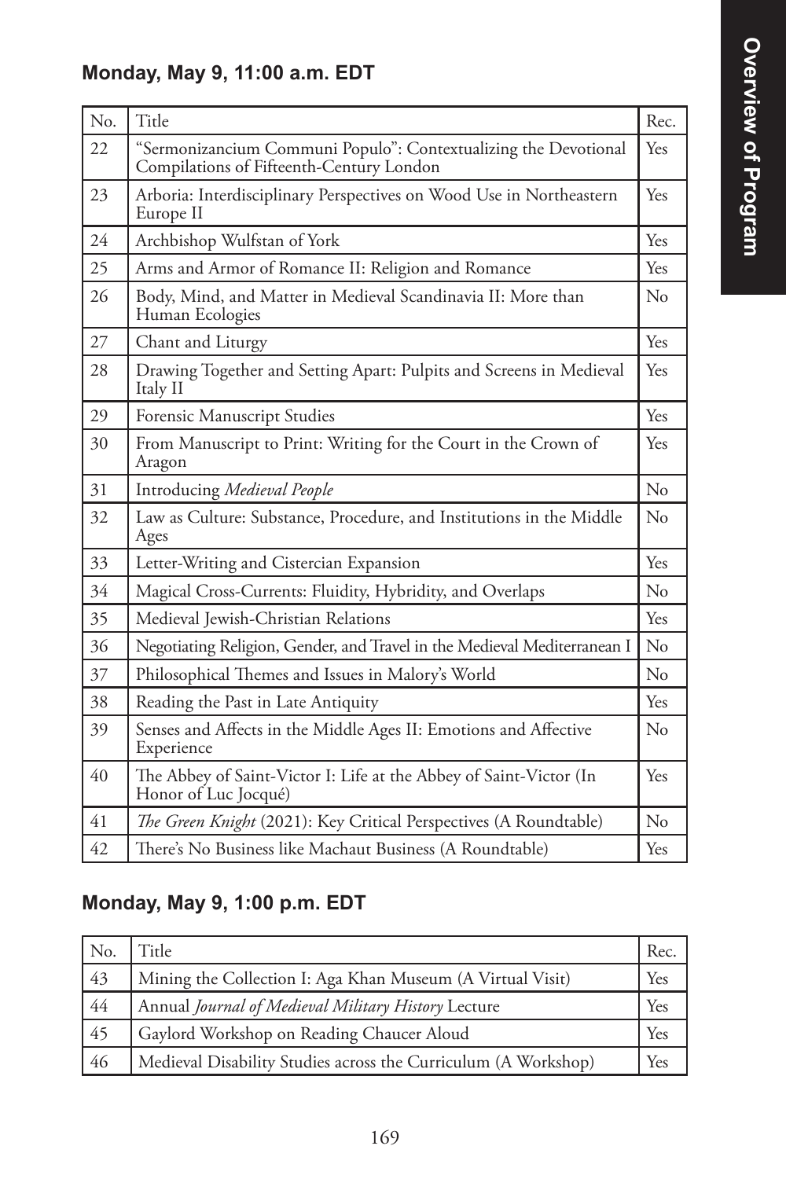## Monday, May 9, 11:00 a.m. EDT

| No. | Title | Rec. |
|---|---|---|
| 22 | "Sermonizancium Communi Populo": Contextualizing the Devotional Compilations of Fifteenth-Century London | Yes |
| 23 | Arboria: Interdisciplinary Perspectives on Wood Use in Northeastern Europe II | Yes |
| 24 | Archbishop Wulfstan of York | Yes |
| 25 | Arms and Armor of Romance II: Religion and Romance | Yes |
| 26 | Body, Mind, and Matter in Medieval Scandinavia II: More than Human Ecologies | No |
| 27 | Chant and Liturgy | Yes |
| 28 | Drawing Together and Setting Apart: Pulpits and Screens in Medieval Italy II | Yes |
| 29 | Forensic Manuscript Studies | Yes |
| 30 | From Manuscript to Print: Writing for the Court in the Crown of Aragon | Yes |
| 31 | Introducing *Medieval People* | No |
| 32 | Law as Culture: Substance, Procedure, and Institutions in the Middle Ages | No |
| 33 | Letter-Writing and Cistercian Expansion | Yes |
| 34 | Magical Cross-Currents: Fluidity, Hybridity, and Overlaps | No |
| 35 | Medieval Jewish-Christian Relations | Yes |
| 36 | Negotiating Religion, Gender, and Travel in the Medieval Mediterranean I | No |
| 37 | Philosophical Themes and Issues in Malory's World | No |
| 38 | Reading the Past in Late Antiquity | Yes |
| 39 | Senses and Affects in the Middle Ages II: Emotions and Affective Experience | No |
| 40 | The Abbey of Saint-Victor I: Life at the Abbey of Saint-Victor (In Honor of Luc Jocqué) | Yes |
| 41 | *The Green Knight* (2021): Key Critical Perspectives (A Roundtable) | No |
| 42 | There's No Business like Machaut Business (A Roundtable) | Yes |

## Monday, May 9, 1:00 p.m. EDT

| No. | Title | Rec. |
|---|---|---|
| 43 | Mining the Collection I: Aga Khan Museum (A Virtual Visit) | Yes |
| 44 | Annual *Journal of Medieval Military History* Lecture | Yes |
| 45 | Gaylord Workshop on Reading Chaucer Aloud | Yes |
| 46 | Medieval Disability Studies across the Curriculum (A Workshop) | Yes |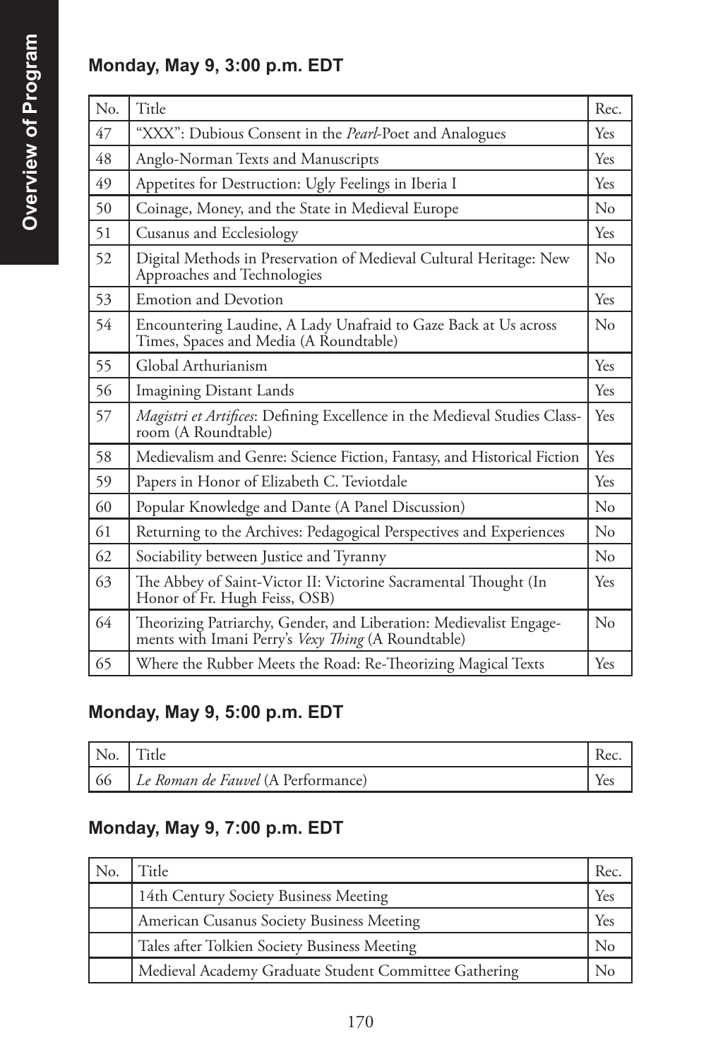## Monday, May 9, 3:00 p.m. EDT

| No. | Title | Rec. |
|---|---|---|
| 47 | "XXX": Dubious Consent in the *Pearl*-Poet and Analogues | Yes |
| 48 | Anglo-Norman Texts and Manuscripts | Yes |
| 49 | Appetites for Destruction: Ugly Feelings in Iberia I | Yes |
| 50 | Coinage, Money, and the State in Medieval Europe | No |
| 51 | Cusanus and Ecclesiology | Yes |
| 52 | Digital Methods in Preservation of Medieval Cultural Heritage: New Approaches and Technologies | No |
| 53 | Emotion and Devotion | Yes |
| 54 | Encountering Laudine, A Lady Unafraid to Gaze Back at Us across Times, Spaces and Media (A Roundtable) | No |
| 55 | Global Arthurianism | Yes |
| 56 | Imagining Distant Lands | Yes |
| 57 | *Magistri et Artifices*: Defining Excellence in the Medieval Studies Classroom (A Roundtable) | Yes |
| 58 | Medievalism and Genre: Science Fiction, Fantasy, and Historical Fiction | Yes |
| 59 | Papers in Honor of Elizabeth C. Teviotdale | Yes |
| 60 | Popular Knowledge and Dante (A Panel Discussion) | No |
| 61 | Returning to the Archives: Pedagogical Perspectives and Experiences | No |
| 62 | Sociability between Justice and Tyranny | No |
| 63 | The Abbey of Saint-Victor II: Victorine Sacramental Thought (In Honor of Fr. Hugh Feiss, OSB) | Yes |
| 64 | Theorizing Patriarchy, Gender, and Liberation: Medievalist Engagements with Imani Perry's *Vexy Thing* (A Roundtable) | No |
| 65 | Where the Rubber Meets the Road: Re-Theorizing Magical Texts | Yes |

## Monday, May 9, 5:00 p.m. EDT

| No. | Title | Rec. |
|---|---|---|
| 66 | *Le Roman de Fauvel* (A Performance) | Yes |

## Monday, May 9, 7:00 p.m. EDT

| No. | Title | Rec. |
|---|---|---|
| | 14th Century Society Business Meeting | Yes |
| | American Cusanus Society Business Meeting | Yes |
| | Tales after Tolkien Society Business Meeting | No |
| | Medieval Academy Graduate Student Committee Gathering | No |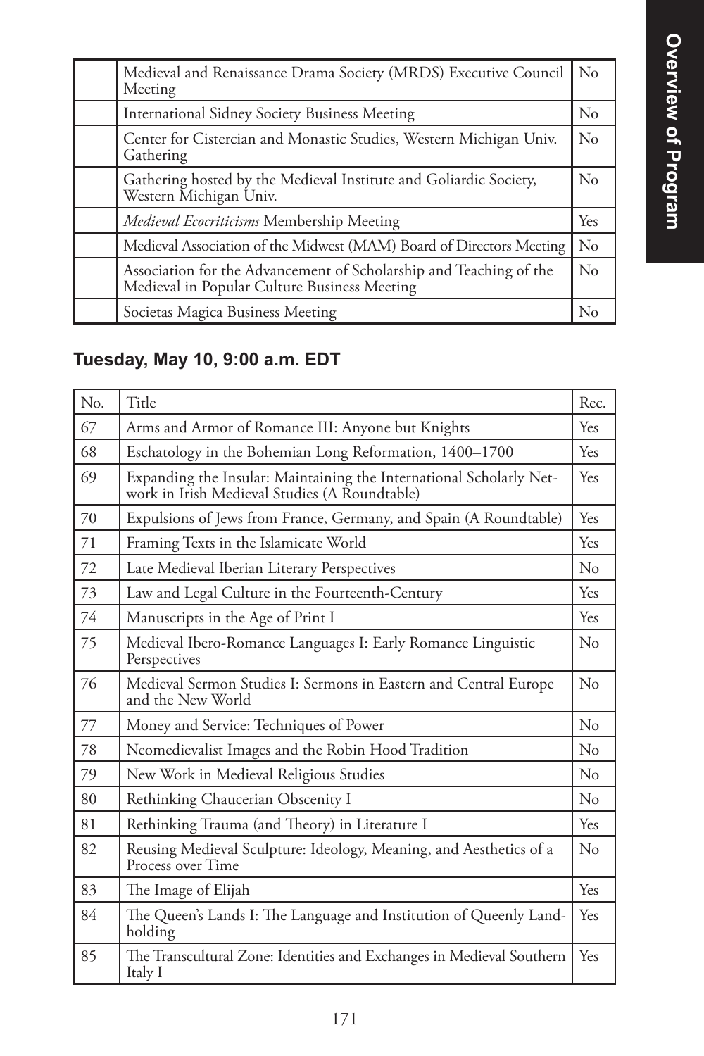| | | |
|---|---|---|
| | Medieval and Renaissance Drama Society (MRDS) Executive Council Meeting | No |
| | International Sidney Society Business Meeting | No |
| | Center for Cistercian and Monastic Studies, Western Michigan Univ. Gathering | No |
| | Gathering hosted by the Medieval Institute and Goliardic Society, Western Michigan Univ. | No |
| | *Medieval Ecocriticisms* Membership Meeting | Yes |
| | Medieval Association of the Midwest (MAM) Board of Directors Meeting | No |
| | Association for the Advancement of Scholarship and Teaching of the Medieval in Popular Culture Business Meeting | No |
| | Societas Magica Business Meeting | No |

## Tuesday, May 10, 9:00 a.m. EDT

| No. | Title | Rec. |
|---|---|---|
| 67 | Arms and Armor of Romance III: Anyone but Knights | Yes |
| 68 | Eschatology in the Bohemian Long Reformation, 1400–1700 | Yes |
| 69 | Expanding the Insular: Maintaining the International Scholarly Network in Irish Medieval Studies (A Roundtable) | Yes |
| 70 | Expulsions of Jews from France, Germany, and Spain (A Roundtable) | Yes |
| 71 | Framing Texts in the Islamicate World | Yes |
| 72 | Late Medieval Iberian Literary Perspectives | No |
| 73 | Law and Legal Culture in the Fourteenth-Century | Yes |
| 74 | Manuscripts in the Age of Print I | Yes |
| 75 | Medieval Ibero-Romance Languages I: Early Romance Linguistic Perspectives | No |
| 76 | Medieval Sermon Studies I: Sermons in Eastern and Central Europe and the New World | No |
| 77 | Money and Service: Techniques of Power | No |
| 78 | Neomedievalist Images and the Robin Hood Tradition | No |
| 79 | New Work in Medieval Religious Studies | No |
| 80 | Rethinking Chaucerian Obscenity I | No |
| 81 | Rethinking Trauma (and Theory) in Literature I | Yes |
| 82 | Reusing Medieval Sculpture: Ideology, Meaning, and Aesthetics of a Process over Time | No |
| 83 | The Image of Elijah | Yes |
| 84 | The Queen's Lands I: The Language and Institution of Queenly Landholding | Yes |
| 85 | The Transcultural Zone: Identities and Exchanges in Medieval Southern Italy I | Yes |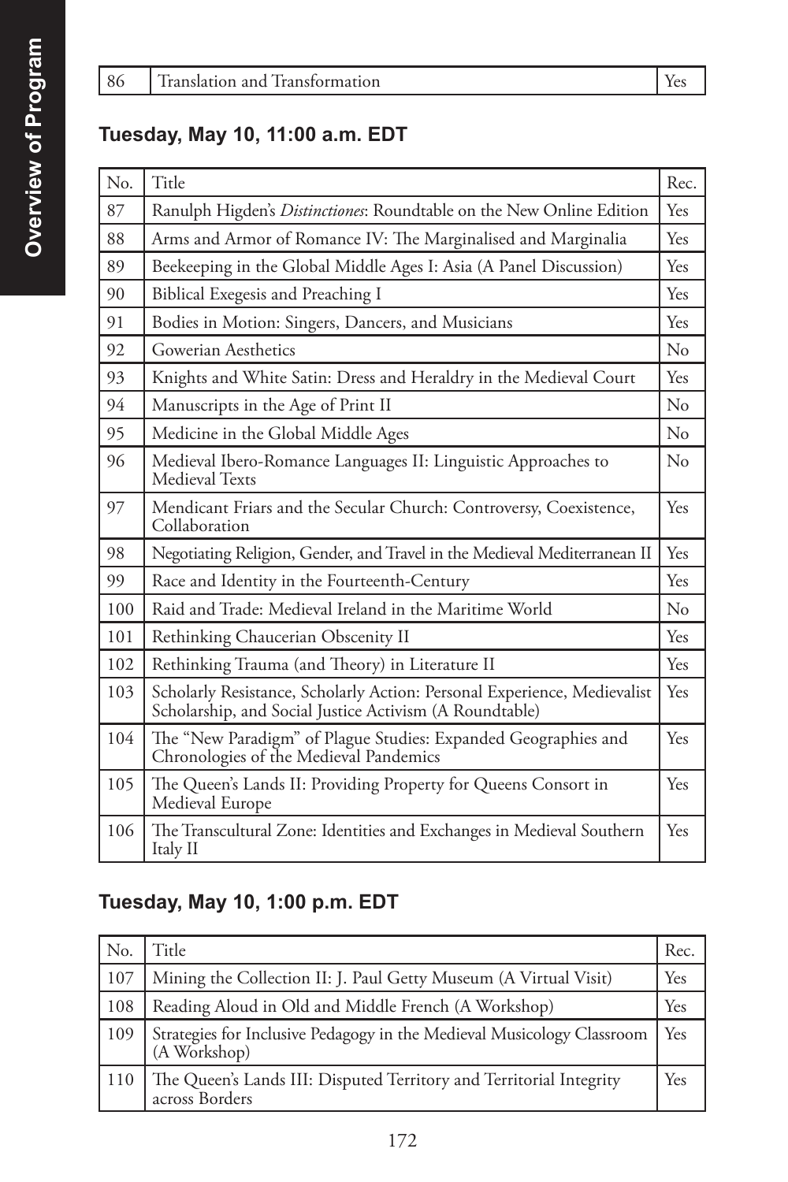| 86 | Translation and Transformation | Yes |
|---|---|---|

## Tuesday, May 10, 11:00 a.m. EDT

| No. | Title | Rec. |
|---|---|---|
| 87 | Ranulph Higden's *Distinctiones*: Roundtable on the New Online Edition | Yes |
| 88 | Arms and Armor of Romance IV: The Marginalised and Marginalia | Yes |
| 89 | Beekeeping in the Global Middle Ages I: Asia (A Panel Discussion) | Yes |
| 90 | Biblical Exegesis and Preaching I | Yes |
| 91 | Bodies in Motion: Singers, Dancers, and Musicians | Yes |
| 92 | Gowerian Aesthetics | No |
| 93 | Knights and White Satin: Dress and Heraldry in the Medieval Court | Yes |
| 94 | Manuscripts in the Age of Print II | No |
| 95 | Medicine in the Global Middle Ages | No |
| 96 | Medieval Ibero-Romance Languages II: Linguistic Approaches to Medieval Texts | No |
| 97 | Mendicant Friars and the Secular Church: Controversy, Coexistence, Collaboration | Yes |
| 98 | Negotiating Religion, Gender, and Travel in the Medieval Mediterranean II | Yes |
| 99 | Race and Identity in the Fourteenth-Century | Yes |
| 100 | Raid and Trade: Medieval Ireland in the Maritime World | No |
| 101 | Rethinking Chaucerian Obscenity II | Yes |
| 102 | Rethinking Trauma (and Theory) in Literature II | Yes |
| 103 | Scholarly Resistance, Scholarly Action: Personal Experience, Medievalist Scholarship, and Social Justice Activism (A Roundtable) | Yes |
| 104 | The "New Paradigm" of Plague Studies: Expanded Geographies and Chronologies of the Medieval Pandemics | Yes |
| 105 | The Queen's Lands II: Providing Property for Queens Consort in Medieval Europe | Yes |
| 106 | The Transcultural Zone: Identities and Exchanges in Medieval Southern Italy II | Yes |

## Tuesday, May 10, 1:00 p.m. EDT

| No. | Title | Rec. |
|---|---|---|
| 107 | Mining the Collection II: J. Paul Getty Museum (A Virtual Visit) | Yes |
| 108 | Reading Aloud in Old and Middle French (A Workshop) | Yes |
| 109 | Strategies for Inclusive Pedagogy in the Medieval Musicology Classroom (A Workshop) | Yes |
| 110 | The Queen's Lands III: Disputed Territory and Territorial Integrity across Borders | Yes |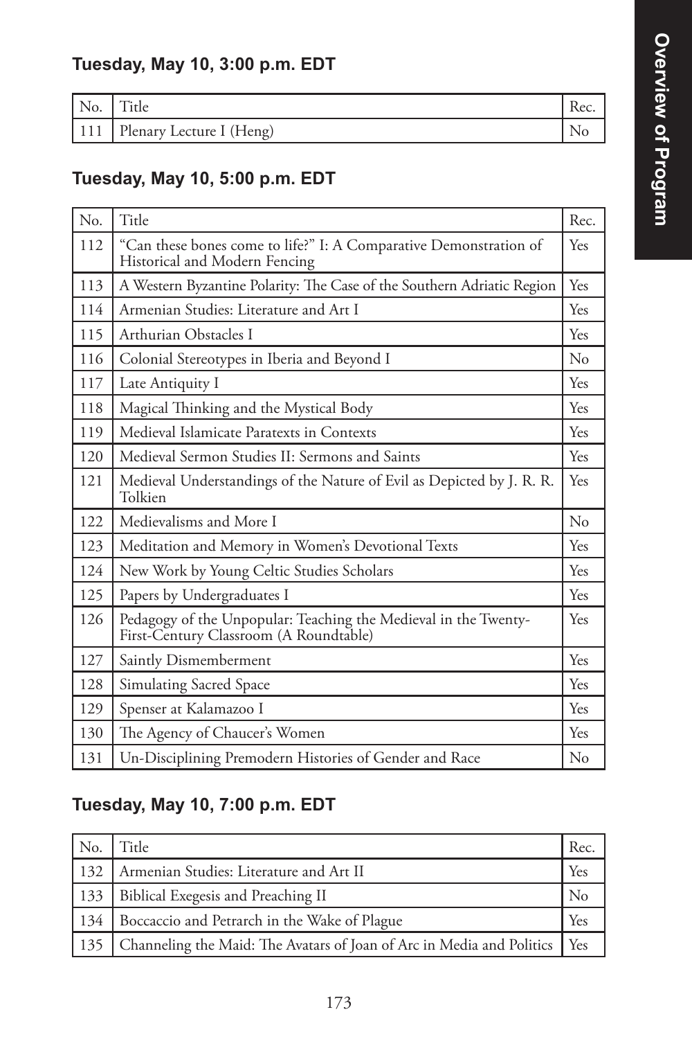### Tuesday, May 10, 3:00 p.m. EDT

| No. | Title | Rec. |
|---|---|---|
| 111 | Plenary Lecture I (Heng) | No |

### Tuesday, May 10, 5:00 p.m. EDT

| No. | Title | Rec. |
|---|---|---|
| 112 | "Can these bones come to life?" I: A Comparative Demonstration of Historical and Modern Fencing | Yes |
| 113 | A Western Byzantine Polarity: The Case of the Southern Adriatic Region | Yes |
| 114 | Armenian Studies: Literature and Art I | Yes |
| 115 | Arthurian Obstacles I | Yes |
| 116 | Colonial Stereotypes in Iberia and Beyond I | No |
| 117 | Late Antiquity I | Yes |
| 118 | Magical Thinking and the Mystical Body | Yes |
| 119 | Medieval Islamicate Paratexts in Contexts | Yes |
| 120 | Medieval Sermon Studies II: Sermons and Saints | Yes |
| 121 | Medieval Understandings of the Nature of Evil as Depicted by J. R. R. Tolkien | Yes |
| 122 | Medievalisms and More I | No |
| 123 | Meditation and Memory in Women's Devotional Texts | Yes |
| 124 | New Work by Young Celtic Studies Scholars | Yes |
| 125 | Papers by Undergraduates I | Yes |
| 126 | Pedagogy of the Unpopular: Teaching the Medieval in the Twenty-First-Century Classroom (A Roundtable) | Yes |
| 127 | Saintly Dismemberment | Yes |
| 128 | Simulating Sacred Space | Yes |
| 129 | Spenser at Kalamazoo I | Yes |
| 130 | The Agency of Chaucer's Women | Yes |
| 131 | Un-Disciplining Premodern Histories of Gender and Race | No |

### Tuesday, May 10, 7:00 p.m. EDT

| No. | Title | Rec. |
|---|---|---|
| 132 | Armenian Studies: Literature and Art II | Yes |
| 133 | Biblical Exegesis and Preaching II | No |
| 134 | Boccaccio and Petrarch in the Wake of Plague | Yes |
| 135 | Channeling the Maid: The Avatars of Joan of Arc in Media and Politics | Yes |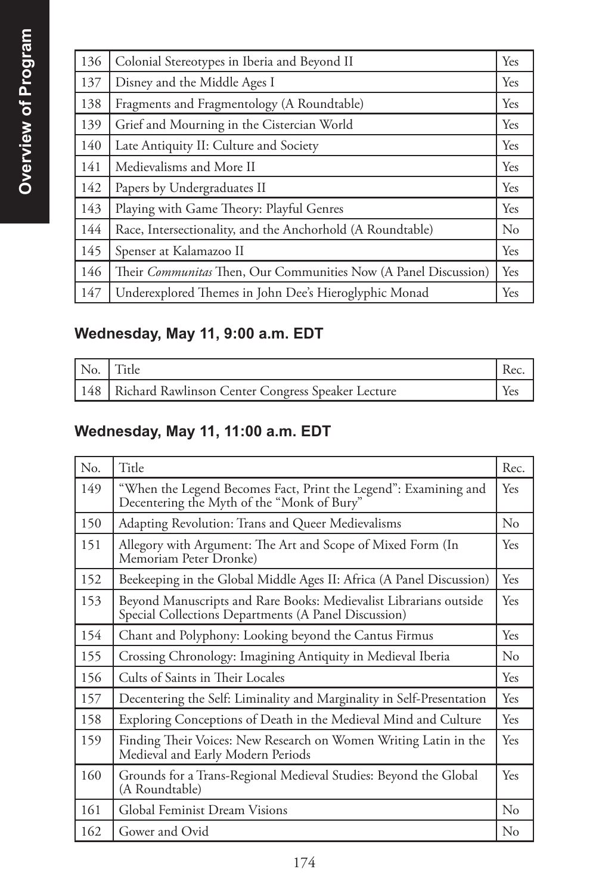| | | |
|---|---|---|
| 136 | Colonial Stereotypes in Iberia and Beyond II | Yes |
| 137 | Disney and the Middle Ages I | Yes |
| 138 | Fragments and Fragmentology (A Roundtable) | Yes |
| 139 | Grief and Mourning in the Cistercian World | Yes |
| 140 | Late Antiquity II: Culture and Society | Yes |
| 141 | Medievalisms and More II | Yes |
| 142 | Papers by Undergraduates II | Yes |
| 143 | Playing with Game Theory: Playful Genres | Yes |
| 144 | Race, Intersectionality, and the Anchorhold (A Roundtable) | No |
| 145 | Spenser at Kalamazoo II | Yes |
| 146 | Their *Communitas* Then, Our Communities Now (A Panel Discussion) | Yes |
| 147 | Underexplored Themes in John Dee's Hieroglyphic Monad | Yes |

### Wednesday, May 11, 9:00 a.m. EDT

| No. | Title | Rec. |
|---|---|---|
| 148 | Richard Rawlinson Center Congress Speaker Lecture | Yes |

### Wednesday, May 11, 11:00 a.m. EDT

| No. | Title | Rec. |
|---|---|---|
| 149 | "When the Legend Becomes Fact, Print the Legend": Examining and Decentering the Myth of the "Monk of Bury" | Yes |
| 150 | Adapting Revolution: Trans and Queer Medievalisms | No |
| 151 | Allegory with Argument: The Art and Scope of Mixed Form (In Memoriam Peter Dronke) | Yes |
| 152 | Beekeeping in the Global Middle Ages II: Africa (A Panel Discussion) | Yes |
| 153 | Beyond Manuscripts and Rare Books: Medievalist Librarians outside Special Collections Departments (A Panel Discussion) | Yes |
| 154 | Chant and Polyphony: Looking beyond the Cantus Firmus | Yes |
| 155 | Crossing Chronology: Imagining Antiquity in Medieval Iberia | No |
| 156 | Cults of Saints in Their Locales | Yes |
| 157 | Decentering the Self: Liminality and Marginality in Self-Presentation | Yes |
| 158 | Exploring Conceptions of Death in the Medieval Mind and Culture | Yes |
| 159 | Finding Their Voices: New Research on Women Writing Latin in the Medieval and Early Modern Periods | Yes |
| 160 | Grounds for a Trans-Regional Medieval Studies: Beyond the Global (A Roundtable) | Yes |
| 161 | Global Feminist Dream Visions | No |
| 162 | Gower and Ovid | No |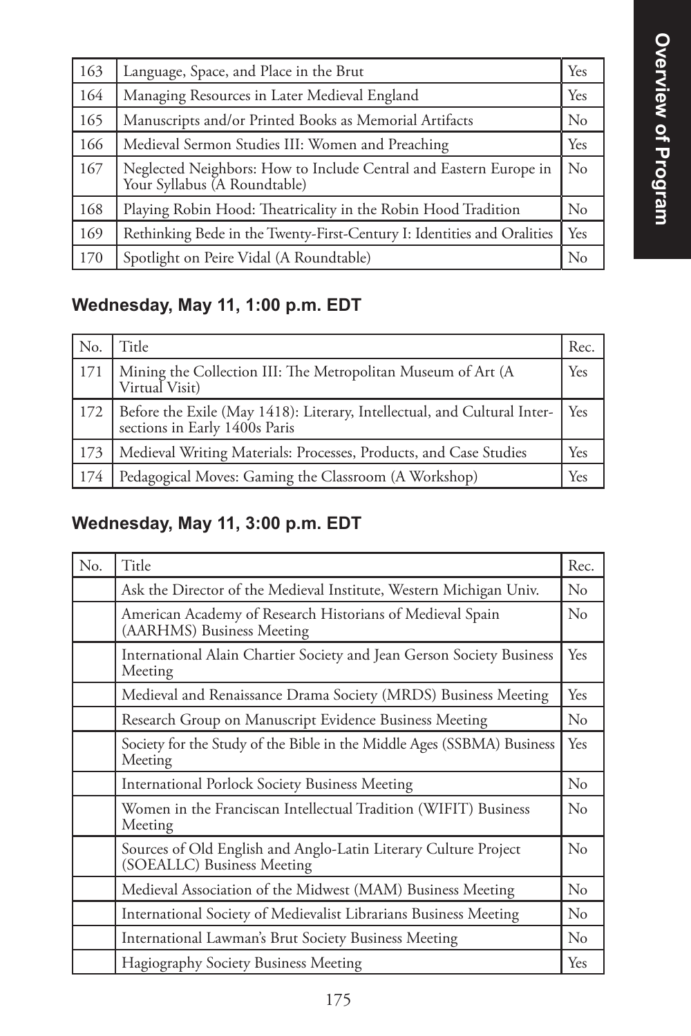| | | |
|---|---|---|
| 163 | Language, Space, and Place in the Brut | Yes |
| 164 | Managing Resources in Later Medieval England | Yes |
| 165 | Manuscripts and/or Printed Books as Memorial Artifacts | No |
| 166 | Medieval Sermon Studies III: Women and Preaching | Yes |
| 167 | Neglected Neighbors: How to Include Central and Eastern Europe in Your Syllabus (A Roundtable) | No |
| 168 | Playing Robin Hood: Theatricality in the Robin Hood Tradition | No |
| 169 | Rethinking Bede in the Twenty-First-Century I: Identities and Oralities | Yes |
| 170 | Spotlight on Peire Vidal (A Roundtable) | No |

## Wednesday, May 11, 1:00 p.m. EDT

| No. | Title | Rec. |
|---|---|---|
| 171 | Mining the Collection III: The Metropolitan Museum of Art (A Virtual Visit) | Yes |
| 172 | Before the Exile (May 1418): Literary, Intellectual, and Cultural Intersections in Early 1400s Paris | Yes |
| 173 | Medieval Writing Materials: Processes, Products, and Case Studies | Yes |
| 174 | Pedagogical Moves: Gaming the Classroom (A Workshop) | Yes |

## Wednesday, May 11, 3:00 p.m. EDT

| No. | Title | Rec. |
|---|---|---|
| | Ask the Director of the Medieval Institute, Western Michigan Univ. | No |
| | American Academy of Research Historians of Medieval Spain (AARHMS) Business Meeting | No |
| | International Alain Chartier Society and Jean Gerson Society Business Meeting | Yes |
| | Medieval and Renaissance Drama Society (MRDS) Business Meeting | Yes |
| | Research Group on Manuscript Evidence Business Meeting | No |
| | Society for the Study of the Bible in the Middle Ages (SSBMA) Business Meeting | Yes |
| | International Porlock Society Business Meeting | No |
| | Women in the Franciscan Intellectual Tradition (WIFIT) Business Meeting | No |
| | Sources of Old English and Anglo-Latin Literary Culture Project (SOEALLC) Business Meeting | No |
| | Medieval Association of the Midwest (MAM) Business Meeting | No |
| | International Society of Medievalist Librarians Business Meeting | No |
| | International Lawman's Brut Society Business Meeting | No |
| | Hagiography Society Business Meeting | Yes |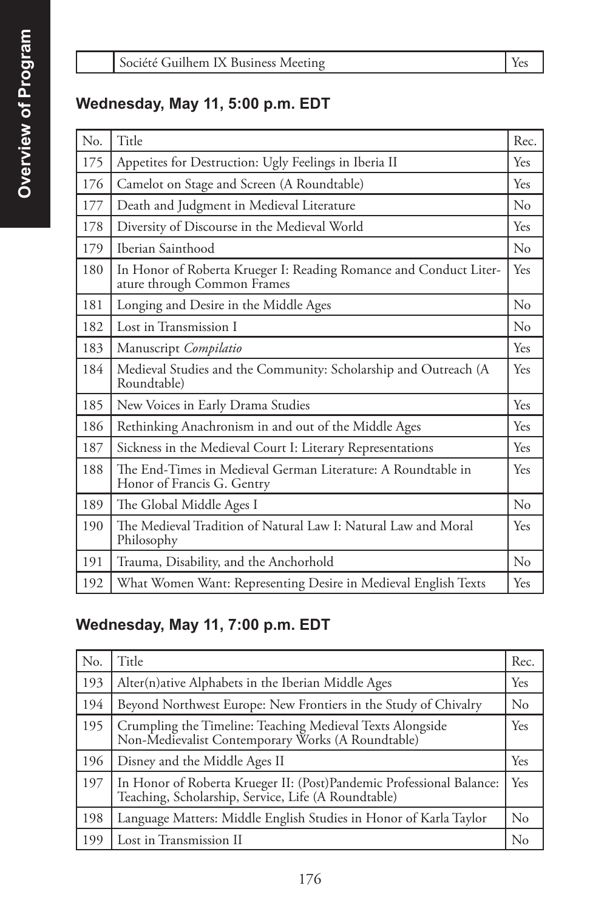| | Société Guilhem IX Business Meeting | Yes |
|---|---|---|

### Wednesday, May 11, 5:00 p.m. EDT

| No. | Title | Rec. |
|---|---|---|
| 175 | Appetites for Destruction: Ugly Feelings in Iberia II | Yes |
| 176 | Camelot on Stage and Screen (A Roundtable) | Yes |
| 177 | Death and Judgment in Medieval Literature | No |
| 178 | Diversity of Discourse in the Medieval World | Yes |
| 179 | Iberian Sainthood | No |
| 180 | In Honor of Roberta Krueger I: Reading Romance and Conduct Literature through Common Frames | Yes |
| 181 | Longing and Desire in the Middle Ages | No |
| 182 | Lost in Transmission I | No |
| 183 | Manuscript *Compilatio* | Yes |
| 184 | Medieval Studies and the Community: Scholarship and Outreach (A Roundtable) | Yes |
| 185 | New Voices in Early Drama Studies | Yes |
| 186 | Rethinking Anachronism in and out of the Middle Ages | Yes |
| 187 | Sickness in the Medieval Court I: Literary Representations | Yes |
| 188 | The End-Times in Medieval German Literature: A Roundtable in Honor of Francis G. Gentry | Yes |
| 189 | The Global Middle Ages I | No |
| 190 | The Medieval Tradition of Natural Law I: Natural Law and Moral Philosophy | Yes |
| 191 | Trauma, Disability, and the Anchorhold | No |
| 192 | What Women Want: Representing Desire in Medieval English Texts | Yes |

### Wednesday, May 11, 7:00 p.m. EDT

| No. | Title | Rec. |
|---|---|---|
| 193 | Alter(n)ative Alphabets in the Iberian Middle Ages | Yes |
| 194 | Beyond Northwest Europe: New Frontiers in the Study of Chivalry | No |
| 195 | Crumpling the Timeline: Teaching Medieval Texts Alongside Non-Medievalist Contemporary Works (A Roundtable) | Yes |
| 196 | Disney and the Middle Ages II | Yes |
| 197 | In Honor of Roberta Krueger II: (Post)Pandemic Professional Balance: Teaching, Scholarship, Service, Life (A Roundtable) | Yes |
| 198 | Language Matters: Middle English Studies in Honor of Karla Taylor | No |
| 199 | Lost in Transmission II | No |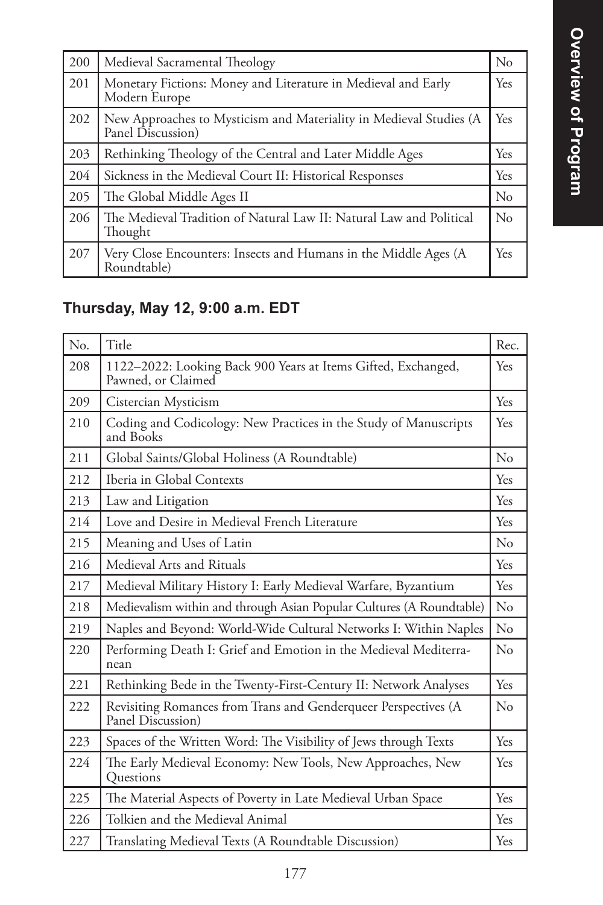| | | |
|---|---|---|
| 200 | Medieval Sacramental Theology | No |
| 201 | Monetary Fictions: Money and Literature in Medieval and Early Modern Europe | Yes |
| 202 | New Approaches to Mysticism and Materiality in Medieval Studies (A Panel Discussion) | Yes |
| 203 | Rethinking Theology of the Central and Later Middle Ages | Yes |
| 204 | Sickness in the Medieval Court II: Historical Responses | Yes |
| 205 | The Global Middle Ages II | No |
| 206 | The Medieval Tradition of Natural Law II: Natural Law and Political Thought | No |
| 207 | Very Close Encounters: Insects and Humans in the Middle Ages (A Roundtable) | Yes |

### Thursday, May 12, 9:00 a.m. EDT

| No. | Title | Rec. |
|---|---|---|
| 208 | 1122–2022: Looking Back 900 Years at Items Gifted, Exchanged, Pawned, or Claimed | Yes |
| 209 | Cistercian Mysticism | Yes |
| 210 | Coding and Codicology: New Practices in the Study of Manuscripts and Books | Yes |
| 211 | Global Saints/Global Holiness (A Roundtable) | No |
| 212 | Iberia in Global Contexts | Yes |
| 213 | Law and Litigation | Yes |
| 214 | Love and Desire in Medieval French Literature | Yes |
| 215 | Meaning and Uses of Latin | No |
| 216 | Medieval Arts and Rituals | Yes |
| 217 | Medieval Military History I: Early Medieval Warfare, Byzantium | Yes |
| 218 | Medievalism within and through Asian Popular Cultures (A Roundtable) | No |
| 219 | Naples and Beyond: World-Wide Cultural Networks I: Within Naples | No |
| 220 | Performing Death I: Grief and Emotion in the Medieval Mediterranean | No |
| 221 | Rethinking Bede in the Twenty-First-Century II: Network Analyses | Yes |
| 222 | Revisiting Romances from Trans and Genderqueer Perspectives (A Panel Discussion) | No |
| 223 | Spaces of the Written Word: The Visibility of Jews through Texts | Yes |
| 224 | The Early Medieval Economy: New Tools, New Approaches, New Questions | Yes |
| 225 | The Material Aspects of Poverty in Late Medieval Urban Space | Yes |
| 226 | Tolkien and the Medieval Animal | Yes |
| 227 | Translating Medieval Texts (A Roundtable Discussion) | Yes |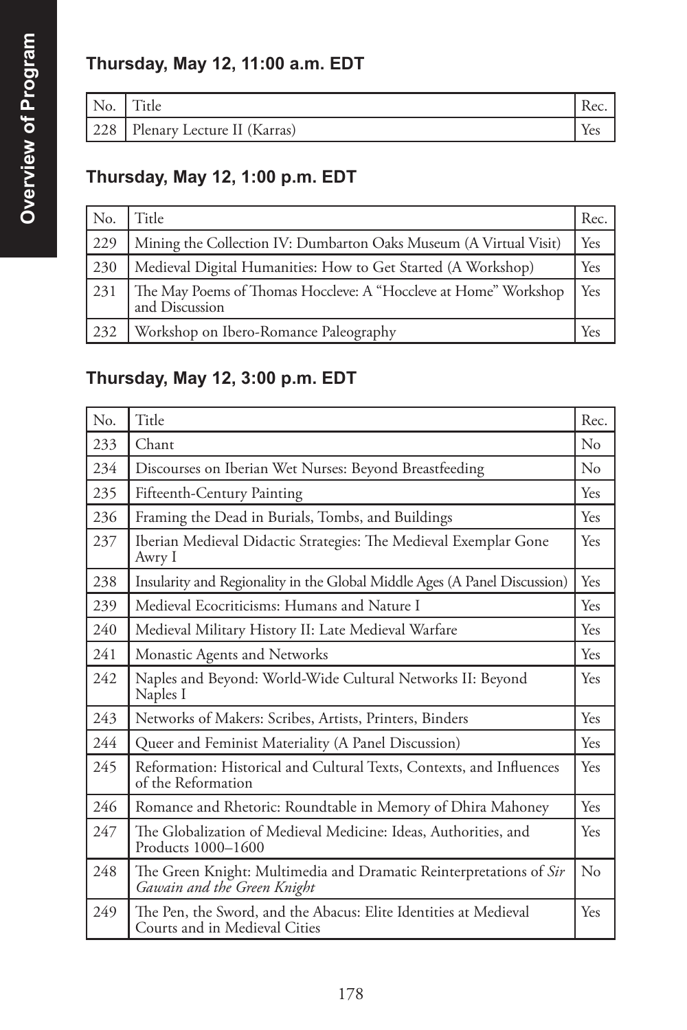### Thursday, May 12, 11:00 a.m. EDT

| No. | Title | Rec. |
|---|---|---|
| 228 | Plenary Lecture II (Karras) | Yes |

### Thursday, May 12, 1:00 p.m. EDT

| No. | Title | Rec. |
|---|---|---|
| 229 | Mining the Collection IV: Dumbarton Oaks Museum (A Virtual Visit) | Yes |
| 230 | Medieval Digital Humanities: How to Get Started (A Workshop) | Yes |
| 231 | The May Poems of Thomas Hoccleve: A "Hoccleve at Home" Workshop and Discussion | Yes |
| 232 | Workshop on Ibero-Romance Paleography | Yes |

### Thursday, May 12, 3:00 p.m. EDT

| No. | Title | Rec. |
|---|---|---|
| 233 | Chant | No |
| 234 | Discourses on Iberian Wet Nurses: Beyond Breastfeeding | No |
| 235 | Fifteenth-Century Painting | Yes |
| 236 | Framing the Dead in Burials, Tombs, and Buildings | Yes |
| 237 | Iberian Medieval Didactic Strategies: The Medieval Exemplar Gone Awry I | Yes |
| 238 | Insularity and Regionality in the Global Middle Ages (A Panel Discussion) | Yes |
| 239 | Medieval Ecocriticisms: Humans and Nature I | Yes |
| 240 | Medieval Military History II: Late Medieval Warfare | Yes |
| 241 | Monastic Agents and Networks | Yes |
| 242 | Naples and Beyond: World-Wide Cultural Networks II: Beyond Naples I | Yes |
| 243 | Networks of Makers: Scribes, Artists, Printers, Binders | Yes |
| 244 | Queer and Feminist Materiality (A Panel Discussion) | Yes |
| 245 | Reformation: Historical and Cultural Texts, Contexts, and Influences of the Reformation | Yes |
| 246 | Romance and Rhetoric: Roundtable in Memory of Dhira Mahoney | Yes |
| 247 | The Globalization of Medieval Medicine: Ideas, Authorities, and Products 1000–1600 | Yes |
| 248 | The Green Knight: Multimedia and Dramatic Reinterpretations of *Sir Gawain and the Green Knight* | No |
| 249 | The Pen, the Sword, and the Abacus: Elite Identities at Medieval Courts and in Medieval Cities | Yes |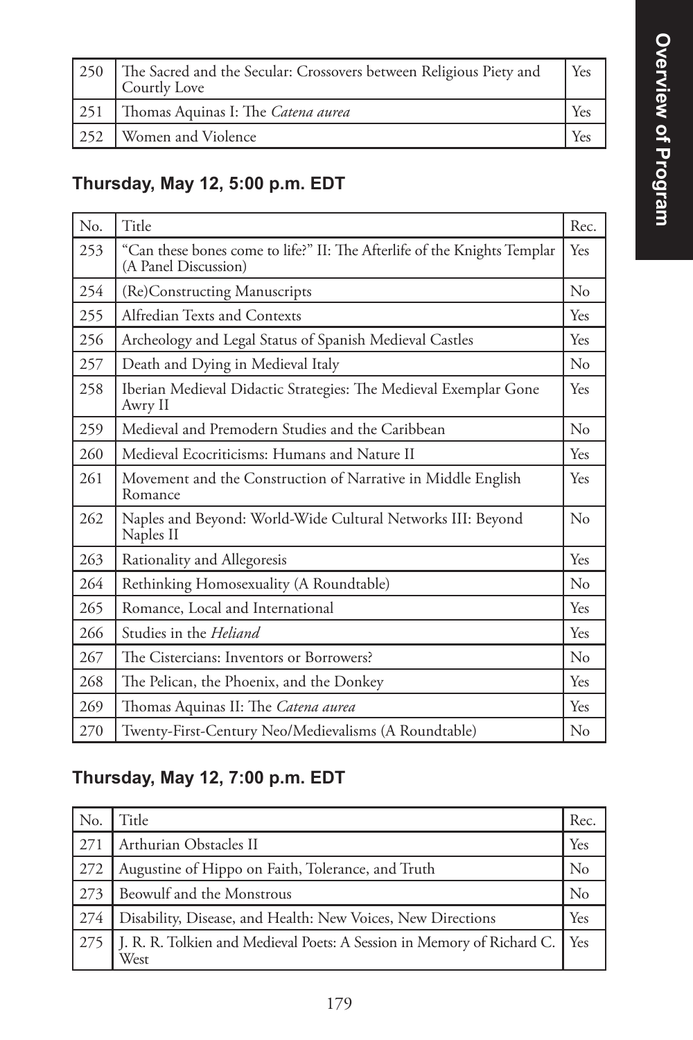| | | |
|---|---|---|
| 250 | The Sacred and the Secular: Crossovers between Religious Piety and Courtly Love | Yes |
| 251 | Thomas Aquinas I: The *Catena aurea* | Yes |
| 252 | Women and Violence | Yes |

## Thursday, May 12, 5:00 p.m. EDT

| No. | Title | Rec. |
|---|---|---|
| 253 | "Can these bones come to life?" II: The Afterlife of the Knights Templar (A Panel Discussion) | Yes |
| 254 | (Re)Constructing Manuscripts | No |
| 255 | Alfredian Texts and Contexts | Yes |
| 256 | Archeology and Legal Status of Spanish Medieval Castles | Yes |
| 257 | Death and Dying in Medieval Italy | No |
| 258 | Iberian Medieval Didactic Strategies: The Medieval Exemplar Gone Awry II | Yes |
| 259 | Medieval and Premodern Studies and the Caribbean | No |
| 260 | Medieval Ecocriticisms: Humans and Nature II | Yes |
| 261 | Movement and the Construction of Narrative in Middle English Romance | Yes |
| 262 | Naples and Beyond: World-Wide Cultural Networks III: Beyond Naples II | No |
| 263 | Rationality and Allegoresis | Yes |
| 264 | Rethinking Homosexuality (A Roundtable) | No |
| 265 | Romance, Local and International | Yes |
| 266 | Studies in the *Heliand* | Yes |
| 267 | The Cistercians: Inventors or Borrowers? | No |
| 268 | The Pelican, the Phoenix, and the Donkey | Yes |
| 269 | Thomas Aquinas II: The *Catena aurea* | Yes |
| 270 | Twenty-First-Century Neo/Medievalisms (A Roundtable) | No |

## Thursday, May 12, 7:00 p.m. EDT

| No. | Title | Rec. |
|---|---|---|
| 271 | Arthurian Obstacles II | Yes |
| 272 | Augustine of Hippo on Faith, Tolerance, and Truth | No |
| 273 | Beowulf and the Monstrous | No |
| 274 | Disability, Disease, and Health: New Voices, New Directions | Yes |
| 275 | J. R. R. Tolkien and Medieval Poets: A Session in Memory of Richard C. West | Yes |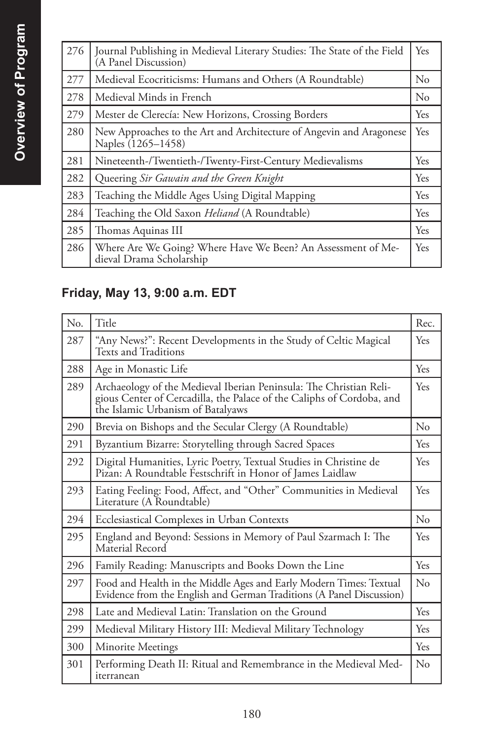| 276 | Journal Publishing in Medieval Literary Studies: The State of the Field (A Panel Discussion) | Yes |
|---|---|---|
| 277 | Medieval Ecocriticisms: Humans and Others (A Roundtable) | No |
| 278 | Medieval Minds in French | No |
| 279 | Mester de Clerecía: New Horizons, Crossing Borders | Yes |
| 280 | New Approaches to the Art and Architecture of Angevin and Aragonese Naples (1265–1458) | Yes |
| 281 | Nineteenth-/Twentieth-/Twenty-First-Century Medievalisms | Yes |
| 282 | Queering *Sir Gawain and the Green Knight* | Yes |
| 283 | Teaching the Middle Ages Using Digital Mapping | Yes |
| 284 | Teaching the Old Saxon *Heliand* (A Roundtable) | Yes |
| 285 | Thomas Aquinas III | Yes |
| 286 | Where Are We Going? Where Have We Been? An Assessment of Medieval Drama Scholarship | Yes |

## Friday, May 13, 9:00 a.m. EDT

| No. | Title | Rec. |
|---|---|---|
| 287 | "Any News?": Recent Developments in the Study of Celtic Magical Texts and Traditions | Yes |
| 288 | Age in Monastic Life | Yes |
| 289 | Archaeology of the Medieval Iberian Peninsula: The Christian Religious Center of Cercadilla, the Palace of the Caliphs of Cordoba, and the Islamic Urbanism of Batalyaws | Yes |
| 290 | Brevia on Bishops and the Secular Clergy (A Roundtable) | No |
| 291 | Byzantium Bizarre: Storytelling through Sacred Spaces | Yes |
| 292 | Digital Humanities, Lyric Poetry, Textual Studies in Christine de Pizan: A Roundtable Festschrift in Honor of James Laidlaw | Yes |
| 293 | Eating Feeling: Food, Affect, and "Other" Communities in Medieval Literature (A Roundtable) | Yes |
| 294 | Ecclesiastical Complexes in Urban Contexts | No |
| 295 | England and Beyond: Sessions in Memory of Paul Szarmach I: The Material Record | Yes |
| 296 | Family Reading: Manuscripts and Books Down the Line | Yes |
| 297 | Food and Health in the Middle Ages and Early Modern Times: Textual Evidence from the English and German Traditions (A Panel Discussion) | No |
| 298 | Late and Medieval Latin: Translation on the Ground | Yes |
| 299 | Medieval Military History III: Medieval Military Technology | Yes |
| 300 | Minorite Meetings | Yes |
| 301 | Performing Death II: Ritual and Remembrance in the Medieval Mediterranean | No |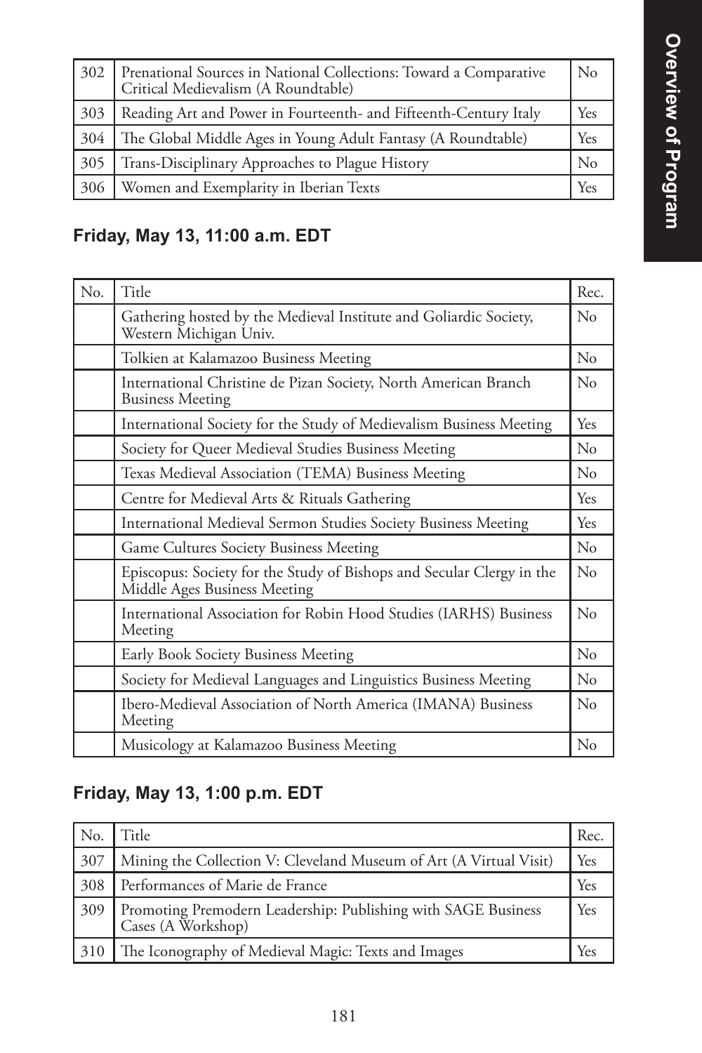| 302 | Prenational Sources in National Collections: Toward a Comparative Critical Medievalism (A Roundtable) | No |
|---|---|---|
| 303 | Reading Art and Power in Fourteenth- and Fifteenth-Century Italy | Yes |
| 304 | The Global Middle Ages in Young Adult Fantasy (A Roundtable) | Yes |
| 305 | Trans-Disciplinary Approaches to Plague History | No |
| 306 | Women and Exemplarity in Iberian Texts | Yes |

### Friday, May 13, 11:00 a.m. EDT

| No. | Title | Rec. |
|---|---|---|
| | Gathering hosted by the Medieval Institute and Goliardic Society, Western Michigan Univ. | No |
| | Tolkien at Kalamazoo Business Meeting | No |
| | International Christine de Pizan Society, North American Branch Business Meeting | No |
| | International Society for the Study of Medievalism Business Meeting | Yes |
| | Society for Queer Medieval Studies Business Meeting | No |
| | Texas Medieval Association (TEMA) Business Meeting | No |
| | Centre for Medieval Arts & Rituals Gathering | Yes |
| | International Medieval Sermon Studies Society Business Meeting | Yes |
| | Game Cultures Society Business Meeting | No |
| | Episcopus: Society for the Study of Bishops and Secular Clergy in the Middle Ages Business Meeting | No |
| | International Association for Robin Hood Studies (IARHS) Business Meeting | No |
| | Early Book Society Business Meeting | No |
| | Society for Medieval Languages and Linguistics Business Meeting | No |
| | Ibero-Medieval Association of North America (IMANA) Business Meeting | No |
| | Musicology at Kalamazoo Business Meeting | No |

### Friday, May 13, 1:00 p.m. EDT

| No. | Title | Rec. |
|---|---|---|
| 307 | Mining the Collection V: Cleveland Museum of Art (A Virtual Visit) | Yes |
| 308 | Performances of Marie de France | Yes |
| 309 | Promoting Premodern Leadership: Publishing with SAGE Business Cases (A Workshop) | Yes |
| 310 | The Iconography of Medieval Magic: Texts and Images | Yes |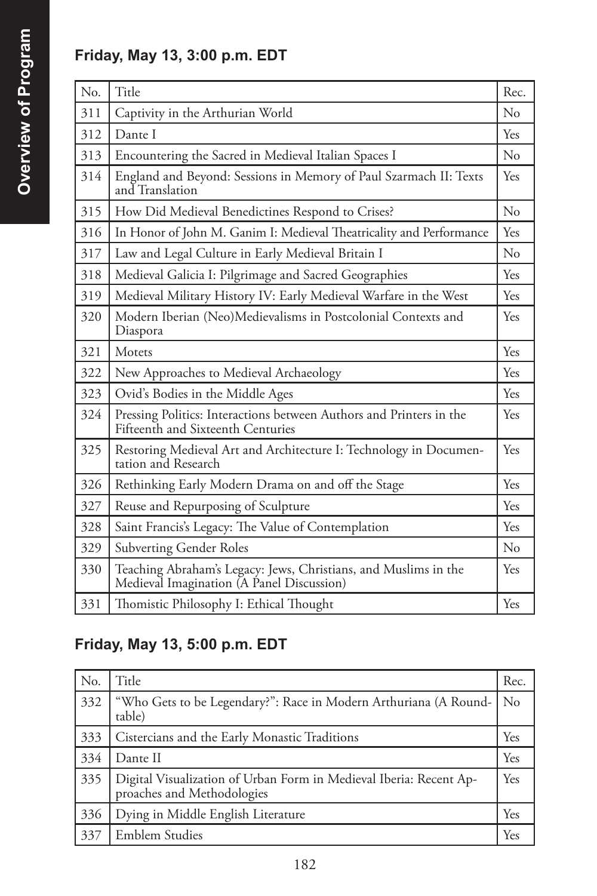## Friday, May 13, 3:00 p.m. EDT

| No. | Title | Rec. |
|---|---|---|
| 311 | Captivity in the Arthurian World | No |
| 312 | Dante I | Yes |
| 313 | Encountering the Sacred in Medieval Italian Spaces I | No |
| 314 | England and Beyond: Sessions in Memory of Paul Szarmach II: Texts and Translation | Yes |
| 315 | How Did Medieval Benedictines Respond to Crises? | No |
| 316 | In Honor of John M. Ganim I: Medieval Theatricality and Performance | Yes |
| 317 | Law and Legal Culture in Early Medieval Britain I | No |
| 318 | Medieval Galicia I: Pilgrimage and Sacred Geographies | Yes |
| 319 | Medieval Military History IV: Early Medieval Warfare in the West | Yes |
| 320 | Modern Iberian (Neo)Medievalisms in Postcolonial Contexts and Diaspora | Yes |
| 321 | Motets | Yes |
| 322 | New Approaches to Medieval Archaeology | Yes |
| 323 | Ovid's Bodies in the Middle Ages | Yes |
| 324 | Pressing Politics: Interactions between Authors and Printers in the Fifteenth and Sixteenth Centuries | Yes |
| 325 | Restoring Medieval Art and Architecture I: Technology in Documentation and Research | Yes |
| 326 | Rethinking Early Modern Drama on and off the Stage | Yes |
| 327 | Reuse and Repurposing of Sculpture | Yes |
| 328 | Saint Francis's Legacy: The Value of Contemplation | Yes |
| 329 | Subverting Gender Roles | No |
| 330 | Teaching Abraham's Legacy: Jews, Christians, and Muslims in the Medieval Imagination (A Panel Discussion) | Yes |
| 331 | Thomistic Philosophy I: Ethical Thought | Yes |

## Friday, May 13, 5:00 p.m. EDT

| No. | Title | Rec. |
|---|---|---|
| 332 | "Who Gets to be Legendary?": Race in Modern Arthuriana (A Roundtable) | No |
| 333 | Cistercians and the Early Monastic Traditions | Yes |
| 334 | Dante II | Yes |
| 335 | Digital Visualization of Urban Form in Medieval Iberia: Recent Approaches and Methodologies | Yes |
| 336 | Dying in Middle English Literature | Yes |
| 337 | Emblem Studies | Yes |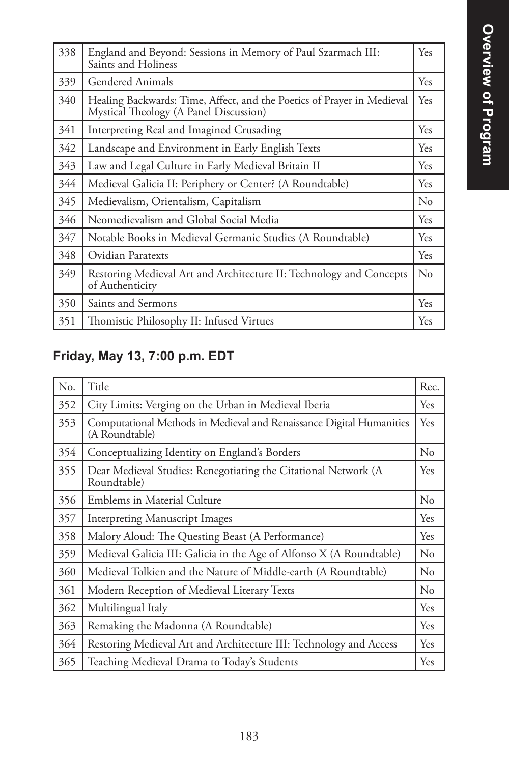| 338 | England and Beyond: Sessions in Memory of Paul Szarmach III: Saints and Holiness | Yes |
|---|---|---|
| 339 | Gendered Animals | Yes |
| 340 | Healing Backwards: Time, Affect, and the Poetics of Prayer in Medieval Mystical Theology (A Panel Discussion) | Yes |
| 341 | Interpreting Real and Imagined Crusading | Yes |
| 342 | Landscape and Environment in Early English Texts | Yes |
| 343 | Law and Legal Culture in Early Medieval Britain II | Yes |
| 344 | Medieval Galicia II: Periphery or Center? (A Roundtable) | Yes |
| 345 | Medievalism, Orientalism, Capitalism | No |
| 346 | Neomedievalism and Global Social Media | Yes |
| 347 | Notable Books in Medieval Germanic Studies (A Roundtable) | Yes |
| 348 | Ovidian Paratexts | Yes |
| 349 | Restoring Medieval Art and Architecture II: Technology and Concepts of Authenticity | No |
| 350 | Saints and Sermons | Yes |
| 351 | Thomistic Philosophy II: Infused Virtues | Yes |

## Friday, May 13, 7:00 p.m. EDT

| No. | Title | Rec. |
|---|---|---|
| 352 | City Limits: Verging on the Urban in Medieval Iberia | Yes |
| 353 | Computational Methods in Medieval and Renaissance Digital Humanities (A Roundtable) | Yes |
| 354 | Conceptualizing Identity on England's Borders | No |
| 355 | Dear Medieval Studies: Renegotiating the Citational Network (A Roundtable) | Yes |
| 356 | Emblems in Material Culture | No |
| 357 | Interpreting Manuscript Images | Yes |
| 358 | Malory Aloud: The Questing Beast (A Performance) | Yes |
| 359 | Medieval Galicia III: Galicia in the Age of Alfonso X (A Roundtable) | No |
| 360 | Medieval Tolkien and the Nature of Middle-earth (A Roundtable) | No |
| 361 | Modern Reception of Medieval Literary Texts | No |
| 362 | Multilingual Italy | Yes |
| 363 | Remaking the Madonna (A Roundtable) | Yes |
| 364 | Restoring Medieval Art and Architecture III: Technology and Access | Yes |
| 365 | Teaching Medieval Drama to Today's Students | Yes |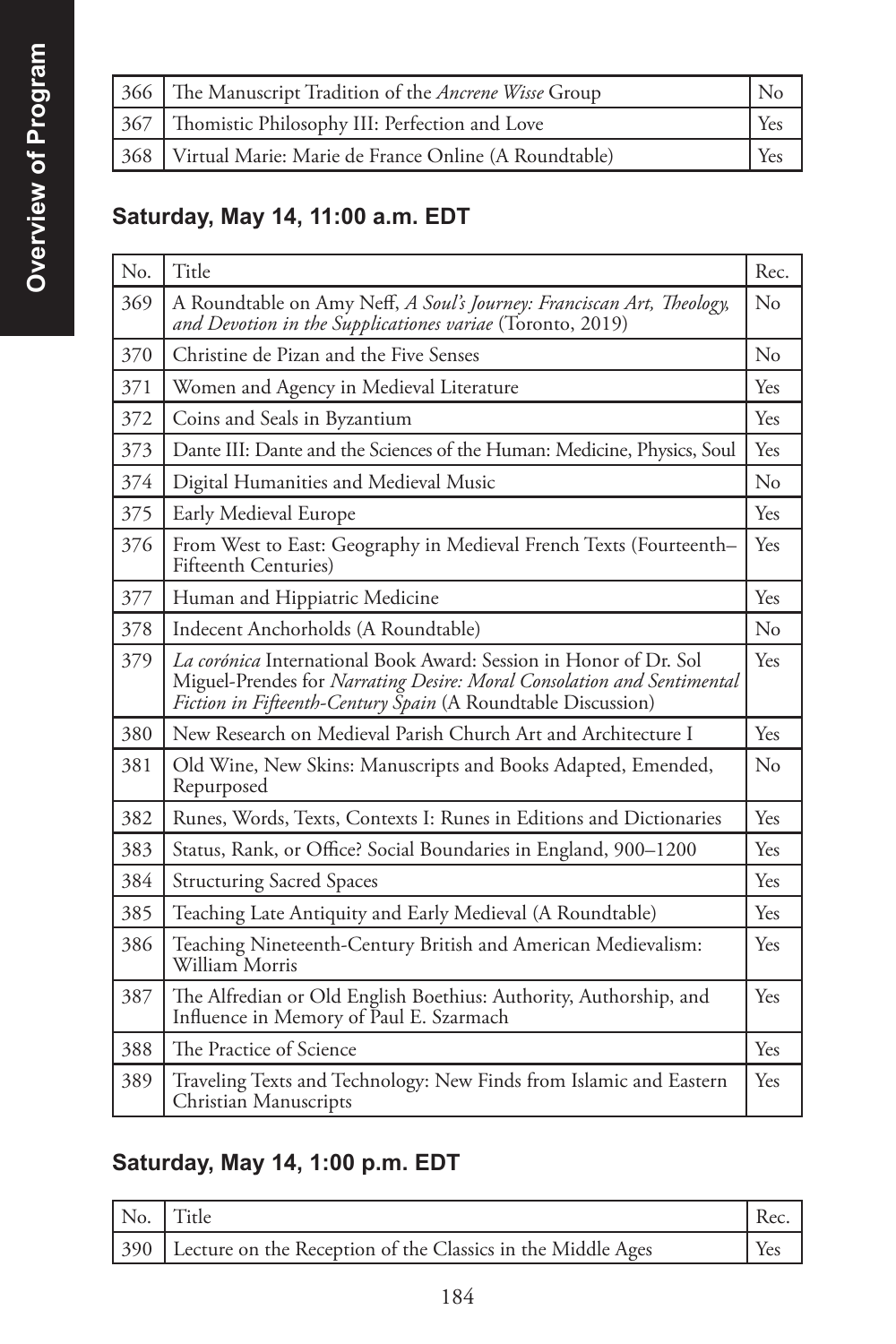| 366 | The Manuscript Tradition of the *Ancrene Wisse* Group | No |
|---|---|---|
| 367 | Thomistic Philosophy III: Perfection and Love | Yes |
| 368 | Virtual Marie: Marie de France Online (A Roundtable) | Yes |

## Saturday, May 14, 11:00 a.m. EDT

| No. | Title | Rec. |
|---|---|---|
| 369 | A Roundtable on Amy Neff, *A Soul's Journey: Franciscan Art, Theology, and Devotion in the Supplicationes variae* (Toronto, 2019) | No |
| 370 | Christine de Pizan and the Five Senses | No |
| 371 | Women and Agency in Medieval Literature | Yes |
| 372 | Coins and Seals in Byzantium | Yes |
| 373 | Dante III: Dante and the Sciences of the Human: Medicine, Physics, Soul | Yes |
| 374 | Digital Humanities and Medieval Music | No |
| 375 | Early Medieval Europe | Yes |
| 376 | From West to East: Geography in Medieval French Texts (Fourteenth–Fifteenth Centuries) | Yes |
| 377 | Human and Hippiatric Medicine | Yes |
| 378 | Indecent Anchorholds (A Roundtable) | No |
| 379 | *La corónica* International Book Award: Session in Honor of Dr. Sol Miguel-Prendes for *Narrating Desire: Moral Consolation and Sentimental Fiction in Fifteenth-Century Spain* (A Roundtable Discussion) | Yes |
| 380 | New Research on Medieval Parish Church Art and Architecture I | Yes |
| 381 | Old Wine, New Skins: Manuscripts and Books Adapted, Emended, Repurposed | No |
| 382 | Runes, Words, Texts, Contexts I: Runes in Editions and Dictionaries | Yes |
| 383 | Status, Rank, or Office? Social Boundaries in England, 900–1200 | Yes |
| 384 | Structuring Sacred Spaces | Yes |
| 385 | Teaching Late Antiquity and Early Medieval (A Roundtable) | Yes |
| 386 | Teaching Nineteenth-Century British and American Medievalism: William Morris | Yes |
| 387 | The Alfredian or Old English Boethius: Authority, Authorship, and Influence in Memory of Paul E. Szarmach | Yes |
| 388 | The Practice of Science | Yes |
| 389 | Traveling Texts and Technology: New Finds from Islamic and Eastern Christian Manuscripts | Yes |

## Saturday, May 14, 1:00 p.m. EDT

| No. | Title | Rec. |
|---|---|---|
| 390 | Lecture on the Reception of the Classics in the Middle Ages | Yes |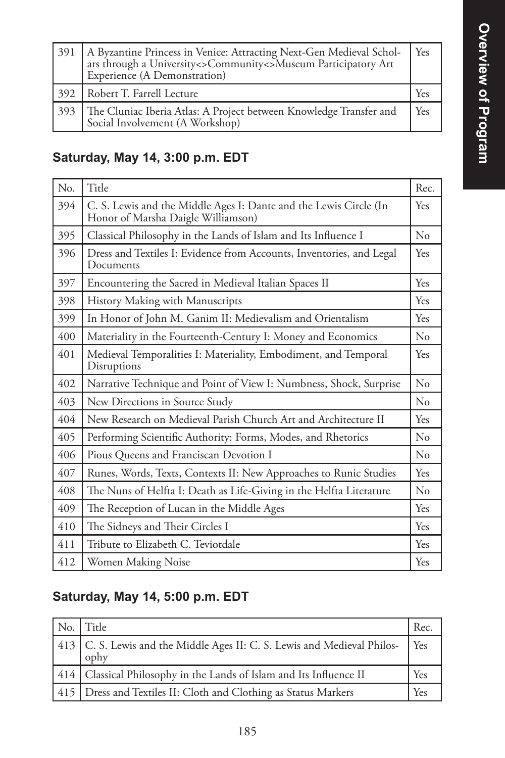| 391 | A Byzantine Princess in Venice: Attracting Next-Gen Medieval Scholars through a University<>Community<>Museum Participatory Art Experience (A Demonstration) | Yes |
|---|---|---|
| 392 | Robert T. Farrell Lecture | Yes |
| 393 | The Cluniac Iberia Atlas: A Project between Knowledge Transfer and Social Involvement (A Workshop) | Yes |

### Saturday, May 14, 3:00 p.m. EDT

| No. | Title | Rec. |
|---|---|---|
| 394 | C. S. Lewis and the Middle Ages I: Dante and the Lewis Circle (In Honor of Marsha Daigle Williamson) | Yes |
| 395 | Classical Philosophy in the Lands of Islam and Its Influence I | No |
| 396 | Dress and Textiles I: Evidence from Accounts, Inventories, and Legal Documents | Yes |
| 397 | Encountering the Sacred in Medieval Italian Spaces II | Yes |
| 398 | History Making with Manuscripts | Yes |
| 399 | In Honor of John M. Ganim II: Medievalism and Orientalism | Yes |
| 400 | Materiality in the Fourteenth-Century I: Money and Economics | No |
| 401 | Medieval Temporalities I: Materiality, Embodiment, and Temporal Disruptions | Yes |
| 402 | Narrative Technique and Point of View I: Numbness, Shock, Surprise | No |
| 403 | New Directions in Source Study | No |
| 404 | New Research on Medieval Parish Church Art and Architecture II | Yes |
| 405 | Performing Scientific Authority: Forms, Modes, and Rhetorics | No |
| 406 | Pious Queens and Franciscan Devotion I | No |
| 407 | Runes, Words, Texts, Contexts II: New Approaches to Runic Studies | Yes |
| 408 | The Nuns of Helfta I: Death as Life-Giving in the Helfta Literature | No |
| 409 | The Reception of Lucan in the Middle Ages | Yes |
| 410 | The Sidneys and Their Circles I | Yes |
| 411 | Tribute to Elizabeth C. Teviotdale | Yes |
| 412 | Women Making Noise | Yes |

### Saturday, May 14, 5:00 p.m. EDT

| No. | Title | Rec. |
|---|---|---|
| 413 | C. S. Lewis and the Middle Ages II: C. S. Lewis and Medieval Philosophy | Yes |
| 414 | Classical Philosophy in the Lands of Islam and Its Influence II | Yes |
| 415 | Dress and Textiles II: Cloth and Clothing as Status Markers | Yes |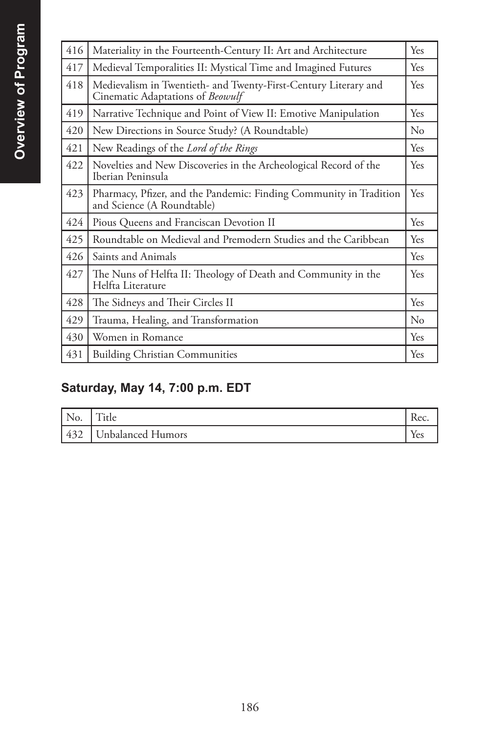| | | |
|---|---|---|
| 416 | Materiality in the Fourteenth-Century II: Art and Architecture | Yes |
| 417 | Medieval Temporalities II: Mystical Time and Imagined Futures | Yes |
| 418 | Medievalism in Twentieth- and Twenty-First-Century Literary and Cinematic Adaptations of *Beowulf* | Yes |
| 419 | Narrative Technique and Point of View II: Emotive Manipulation | Yes |
| 420 | New Directions in Source Study? (A Roundtable) | No |
| 421 | New Readings of the *Lord of the Rings* | Yes |
| 422 | Novelties and New Discoveries in the Archeological Record of the Iberian Peninsula | Yes |
| 423 | Pharmacy, Pfizer, and the Pandemic: Finding Community in Tradition and Science (A Roundtable) | Yes |
| 424 | Pious Queens and Franciscan Devotion II | Yes |
| 425 | Roundtable on Medieval and Premodern Studies and the Caribbean | Yes |
| 426 | Saints and Animals | Yes |
| 427 | The Nuns of Helfta II: Theology of Death and Community in the Helfta Literature | Yes |
| 428 | The Sidneys and Their Circles II | Yes |
| 429 | Trauma, Healing, and Transformation | No |
| 430 | Women in Romance | Yes |
| 431 | Building Christian Communities | Yes |

### Saturday, May 14, 7:00 p.m. EDT

| No. | Title | Rec. |
|---|---|---|
| 432 | Unbalanced Humors | Yes |